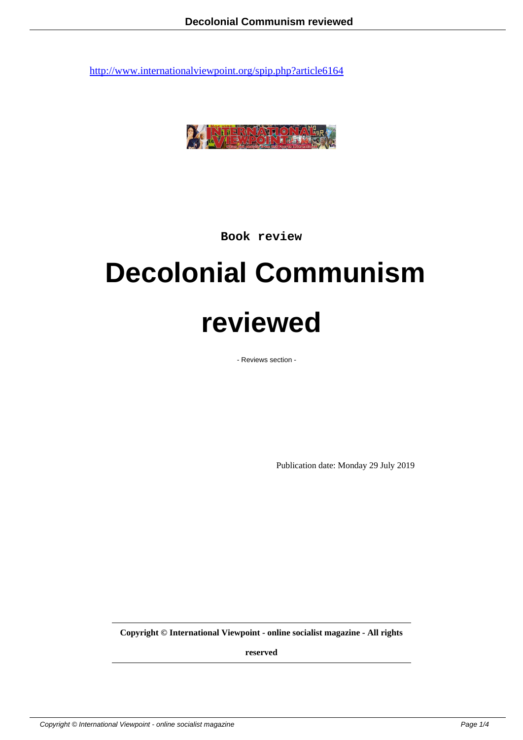http://www.internationalviewpoint.org/spip.php?article6164

Book review

# Decolonial Communism reviewed

- Reviews section -

Publication date: Monday 29 July 2019

**Copyright © International Viewpoint - online socialist magazine - All rights reserved**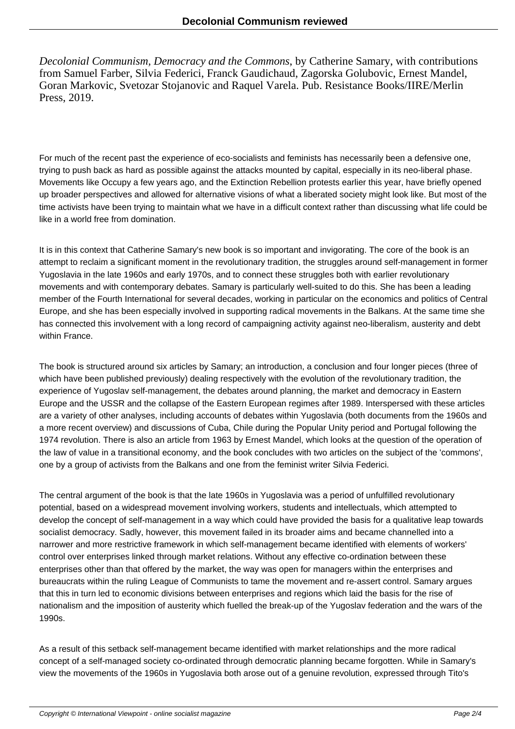*Decolonial Communism, Democracy and the Commons*, by Catherine Samary, with contributions from Samuel Farber, Silvia Federici, Franck Gaudichaud, Zagorska Golubovic, Ernest Mandel, Goran Markovic, Svetozar Stojanovic and Raquel Varela. Pub. Resistance Books/IIRE/Merlin Press, 2019.

For much of the recent past the experience of eco-socialists and feminists has necessarily been a defensive one, trying to push back as hard as possible against the attacks mounted by capital, especially in its neo-liberal phase. Movements like Occupy a few years ago, and the Extinction Rebellion protests earlier this year, have briefly opened up broader perspectives and allowed for alternative visions of what a liberated society might look like. But most of the time activists have been trying to maintain what we have in a difficult context rather than discussing what life could be like in a world free from domination.

It is in this context that Catherine Samary's new book is so important and invigorating. The core of the book is an attempt to reclaim a significant moment in the revolutionary tradition, the struggles around self-management in former Yugoslavia in the late 1960s and early 1970s, and to connect these struggles both with earlier revolutionary movements and with contemporary debates. Samary is particularly well-suited to do this. She has been a leading member of the Fourth International for several decades, working in particular on the economics and politics of Central Europe, and she has been especially involved in supporting radical movements in the Balkans. At the same time she has connected this involvement with a long record of campaigning activity against neo-liberalism, austerity and debt within France.

The book is structured around six articles by Samary; an introduction, a conclusion and four longer pieces (three of which have been published previously) dealing respectively with the evolution of the revolutionary tradition, the experience of Yugoslav self-management, the debates around planning, the market and democracy in Eastern Europe and the USSR and the collapse of the Eastern European regimes after 1989. Interspersed with these articles are a variety of other analyses, including accounts of debates within Yugoslavia (both documents from the 1960s and a more recent overview) and discussions of Cuba, Chile during the Popular Unity period and Portugal following the 1974 revolution. There is also an article from 1963 by Ernest Mandel, which looks at the question of the operation of the law of value in a transitional economy, and the book concludes with two articles on the subject of the 'commons', one by a group of activists from the Balkans and one from the feminist writer Silvia Federici.

The central argument of the book is that the late 1960s in Yugoslavia was a period of unfulfilled revolutionary potential, based on a widespread movement involving workers, students and intellectuals, which attempted to develop the concept of self-management in a way which could have provided the basis for a qualitative leap towards socialist democracy. Sadly, however, this movement failed in its broader aims and became channelled into a narrower and more restrictive framework in which self-management became identified with elements of workers' control over enterprises linked through market relations. Without any effective co-ordination between these enterprises other than that offered by the market, the way was open for managers within the enterprises and bureaucrats within the ruling League of Communists to tame the movement and re-assert control. Samary argues that this in turn led to economic divisions between enterprises and regions which laid the basis for the rise of nationalism and the imposition of austerity which fuelled the break-up of the Yugoslav federation and the wars of the 1990s.

As a result of this setback self-management became identified with market relationships and the more radical concept of a self-managed society co-ordinated through democratic planning became forgotten. While in Samary's view the movements of the 1960s in Yugoslavia both arose out of a genuine revolution, expressed through Tito's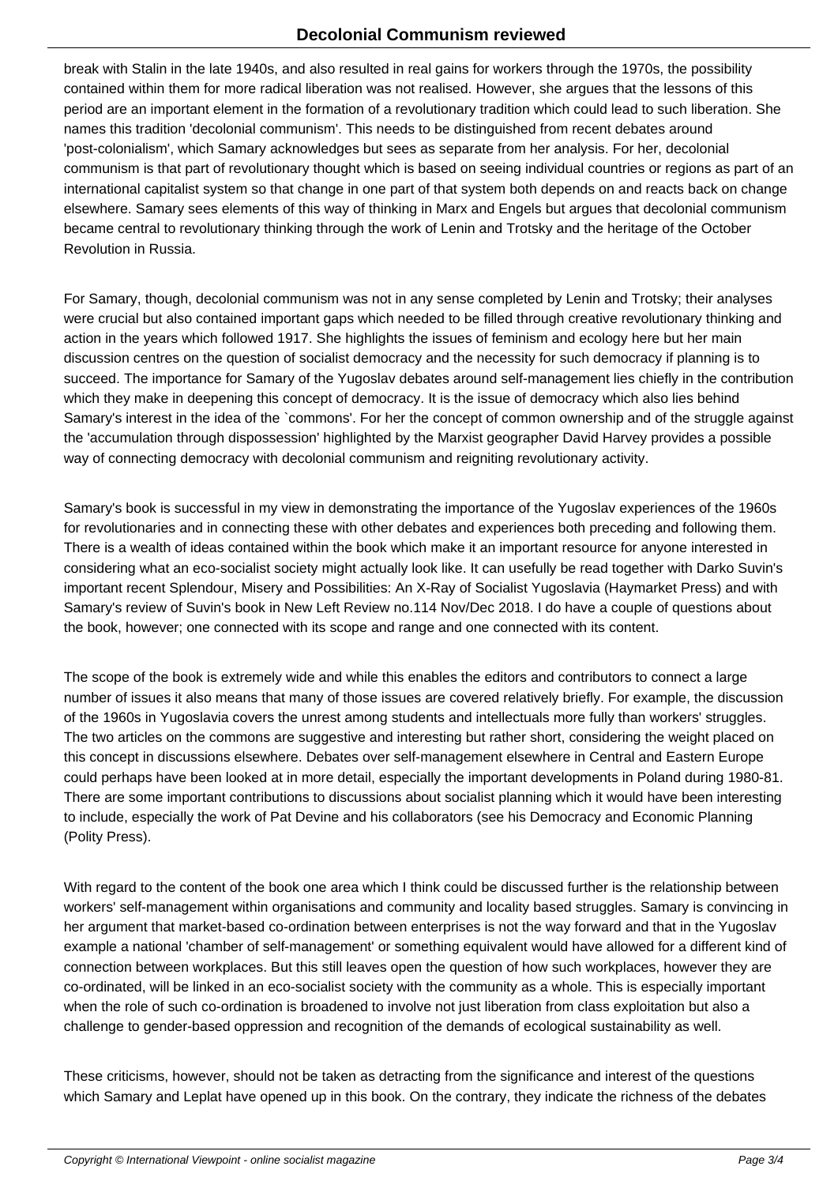break with Stalin in the late 1940s, and also resulted in real gains for workers through the 1970s, the possibility contained within them for more radical liberation was not realised. However, she argues that the lessons of this period are an important element in the formation of a revolutionary tradition which could lead to such liberation. She names this tradition 'decolonial communism'. This needs to be distinguished from recent debates around 'post-colonialism', which Samary acknowledges but sees as separate from her analysis. For her, decolonial communism is that part of revolutionary thought which is based on seeing individual countries or regions as part of an international capitalist system so that change in one part of that system both depends on and reacts back on change elsewhere. Samary sees elements of this way of thinking in Marx and Engels but argues that decolonial communism became central to revolutionary thinking through the work of Lenin and Trotsky and the heritage of the October Revolution in Russia.

For Samary, though, decolonial communism was not in any sense completed by Lenin and Trotsky; their analyses were crucial but also contained important gaps which needed to be filled through creative revolutionary thinking and action in the years which followed 1917. She highlights the issues of feminism and ecology here but her main discussion centres on the question of socialist democracy and the necessity for such democracy if planning is to succeed. The importance for Samary of the Yugoslav debates around self-management lies chiefly in the contribution which they make in deepening this concept of democracy. It is the issue of democracy which also lies behind Samary's interest in the idea of the `commons'. For her the concept of common ownership and of the struggle against the 'accumulation through dispossession' highlighted by the Marxist geographer David Harvey provides a possible way of connecting democracy with decolonial communism and reigniting revolutionary activity.

Samary's book is successful in my view in demonstrating the importance of the Yugoslav experiences of the 1960s for revolutionaries and in connecting these with other debates and experiences both preceding and following them. There is a wealth of ideas contained within the book which make it an important resource for anyone interested in considering what an eco-socialist society might actually look like. It can usefully be read together with Darko Suvin's important recent Splendour, Misery and Possibilities: An X-Ray of Socialist Yugoslavia (Haymarket Press) and with Samary's review of Suvin's book in New Left Review no.114 Nov/Dec 2018. I do have a couple of questions about the book, however; one connected with its scope and range and one connected with its content.

The scope of the book is extremely wide and while this enables the editors and contributors to connect a large number of issues it also means that many of those issues are covered relatively briefly. For example, the discussion of the 1960s in Yugoslavia covers the unrest among students and intellectuals more fully than workers' struggles. The two articles on the commons are suggestive and interesting but rather short, considering the weight placed on this concept in discussions elsewhere. Debates over self-management elsewhere in Central and Eastern Europe could perhaps have been looked at in more detail, especially the important developments in Poland during 1980-81. There are some important contributions to discussions about socialist planning which it would have been interesting to include, especially the work of Pat Devine and his collaborators (see his Democracy and Economic Planning (Polity Press).

With regard to the content of the book one area which I think could be discussed further is the relationship between workers' self-management within organisations and community and locality based struggles. Samary is convincing in her argument that market-based co-ordination between enterprises is not the way forward and that in the Yugoslav example a national 'chamber of self-management' or something equivalent would have allowed for a different kind of connection between workplaces. But this still leaves open the question of how such workplaces, however they are co-ordinated, will be linked in an eco-socialist society with the community as a whole. This is especially important when the role of such co-ordination is broadened to involve not just liberation from class exploitation but also a challenge to gender-based oppression and recognition of the demands of ecological sustainability as well.

These criticisms, however, should not be taken as detracting from the significance and interest of the questions which Samary and Leplat have opened up in this book. On the contrary, they indicate the richness of the debates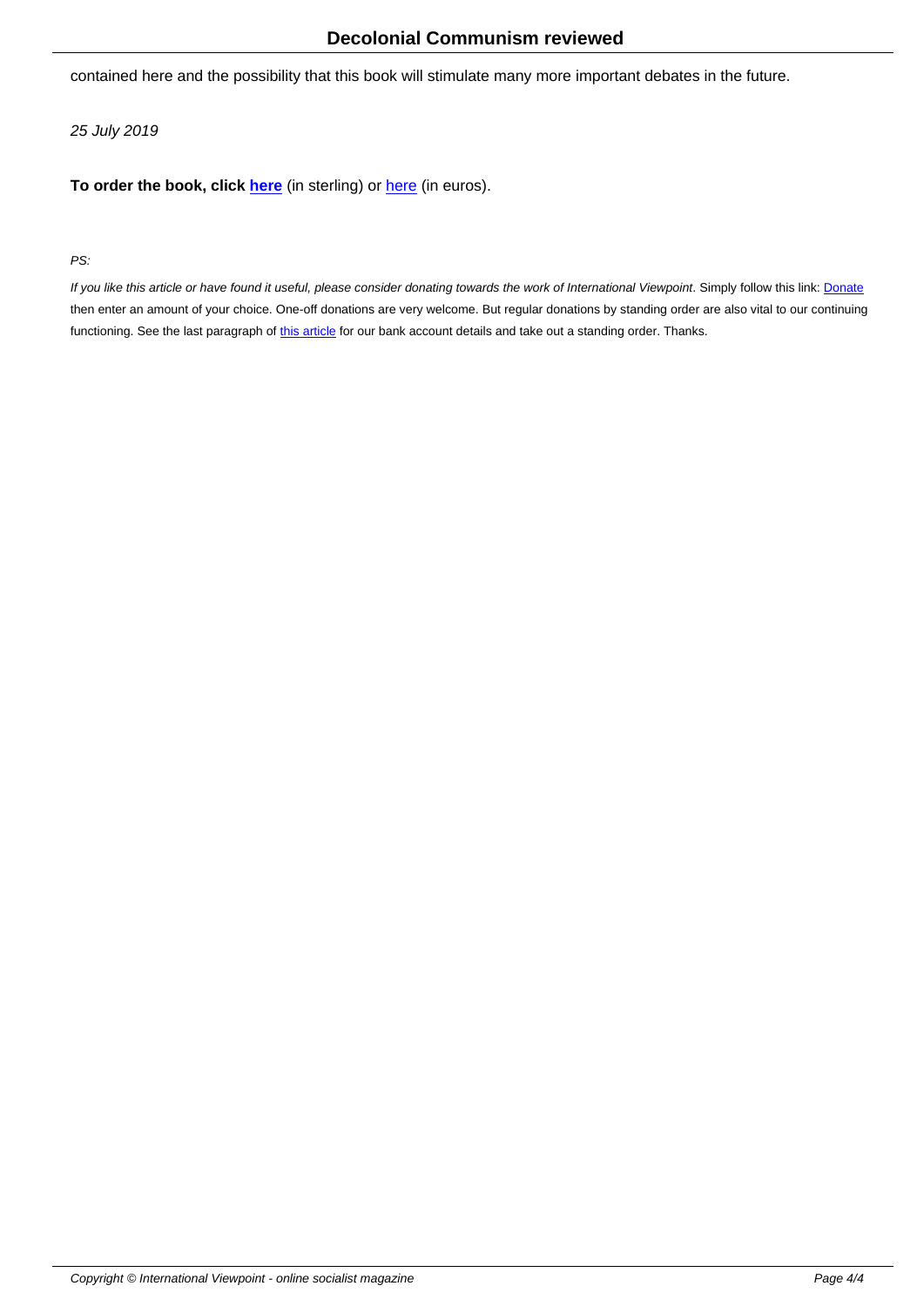contained here and the possibility that this book will stimulate many more important debates in the future.

*25 July 2019*

**To order the book, click [here](#)** (in sterling) or [here](#) (in euros).

*PS:*

*If you like this article or have found it useful, please consider donating towards the work of International Viewpoint*. Simply follow this link: [Donate](#) then enter an amount of your choice. One-off donations are very welcome. But regular donations by standing order are also vital to our continuing functioning. See the last paragraph of [this article](#) for our bank account details and take out a standing order. Thanks.